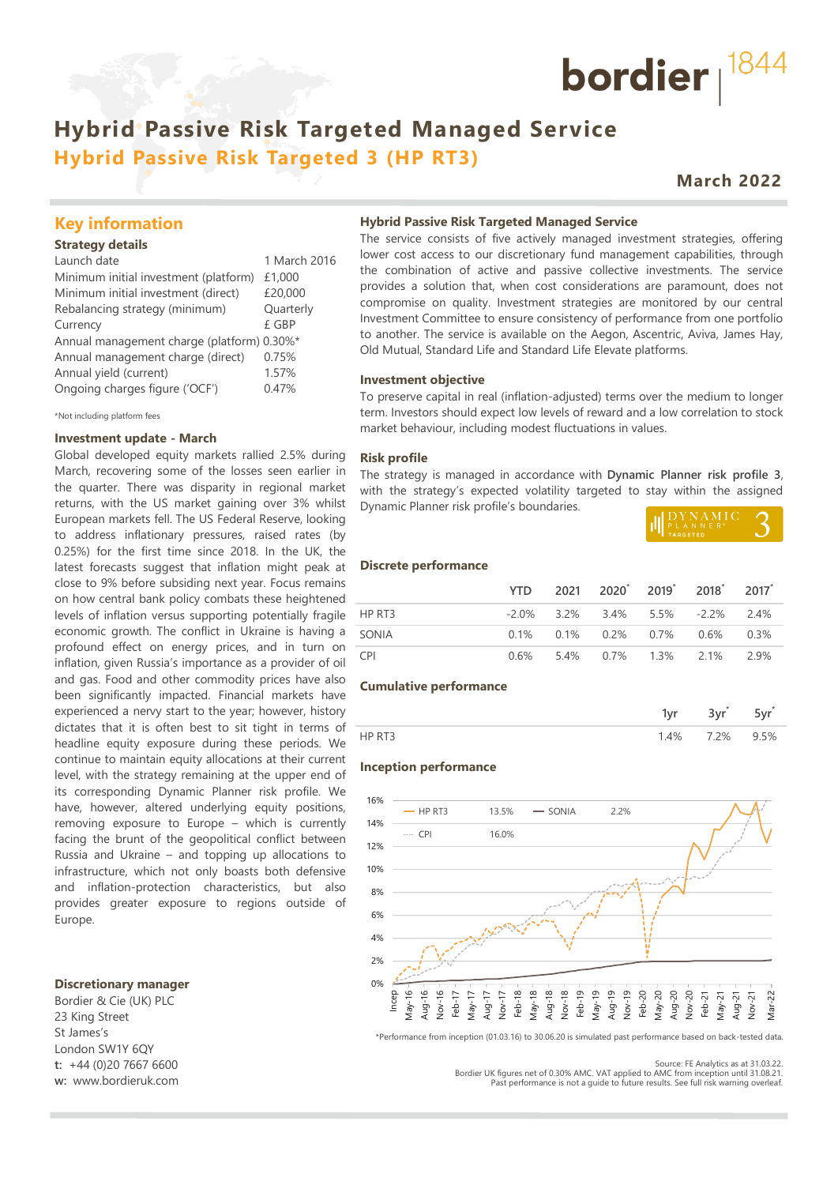# Hybrid Passive Risk Targeted Managed Service

## Hybrid Passive Risk Targeted 3 (HP RT3)

**March 2022**

## Key information

### Strategy details

| | |
|---|---|
| Launch date | 1 March 2016 |
| Minimum initial investment (platform) | £1,000 |
| Minimum initial investment (direct) | £20,000 |
| Rebalancing strategy (minimum) | Quarterly |
| Currency | £ GBP |
| Annual management charge (platform) | 0.30%* |
| Annual management charge (direct) | 0.75% |
| Annual yield (current) | 1.57% |
| Ongoing charges figure ('OCF') | 0.47% |

*Not including platform fees

### Investment update - March

Global developed equity markets rallied 2.5% during March, recovering some of the losses seen earlier in the quarter. There was disparity in regional market returns, with the US market gaining over 3% whilst European markets fell. The US Federal Reserve, looking to address inflationary pressures, raised rates (by 0.25%) for the first time since 2018. In the UK, the latest forecasts suggest that inflation might peak at close to 9% before subsiding next year. Focus remains on how central bank policy combats these heightened levels of inflation versus supporting potentially fragile economic growth. The conflict in Ukraine is having a profound effect on energy prices, and in turn on inflation, given Russia's importance as a provider of oil and gas. Food and other commodity prices have also been significantly impacted. Financial markets have experienced a nervy start to the year; however, history dictates that it is often best to sit tight in terms of headline equity exposure during these periods. We continue to maintain equity allocations at their current level, with the strategy remaining at the upper end of its corresponding Dynamic Planner risk profile. We have, however, altered underlying equity positions, removing exposure to Europe – which is currently facing the brunt of the geopolitical conflict between Russia and Ukraine – and topping up allocations to infrastructure, which not only boasts both defensive and inflation-protection characteristics, but also provides greater exposure to regions outside of Europe.

### Discretionary manager

Bordier & Cie (UK) PLC
23 King Street
St James's
London SW1Y 6QY
**t:** +44 (0)20 7667 6600
**w:** www.bordieruk.com

### Hybrid Passive Risk Targeted Managed Service

The service consists of five actively managed investment strategies, offering lower cost access to our discretionary fund management capabilities, through the combination of active and passive collective investments. The service provides a solution that, when cost considerations are paramount, does not compromise on quality. Investment strategies are monitored by our central Investment Committee to ensure consistency of performance from one portfolio to another. The service is available on the Aegon, Ascentric, Aviva, James Hay, Old Mutual, Standard Life and Standard Life Elevate platforms.

### Investment objective

To preserve capital in real (inflation-adjusted) terms over the medium to longer term. Investors should expect low levels of reward and a low correlation to stock market behaviour, including modest fluctuations in values.

### Risk profile

The strategy is managed in accordance with **Dynamic Planner risk profile 3**, with the strategy's expected volatility targeted to stay within the assigned Dynamic Planner risk profile's boundaries.

### Discrete performance

| | YTD | 2021 | 2020* | 2019* | 2018* | 2017* |
|---|---|---|---|---|---|---|
| HP RT3 | -2.0% | 3.2% | 3.4% | 5.5% | -2.2% | 2.4% |
| SONIA | 0.1% | 0.1% | 0.2% | 0.7% | 0.6% | 0.3% |
| CPI | 0.6% | 5.4% | 0.7% | 1.3% | 2.1% | 2.9% |

### Cumulative performance

| | 1yr | 3yr* | 5yr* |
|---|---|---|---|
| HP RT3 | 1.4% | 7.2% | 9.5% |

### Inception performance

HP RT3 13.5% — SONIA 2.2% — CPI 16.0%

*Performance from inception (01.03.16) to 30.06.20 is simulated past performance based on back-tested data.

Source: FE Analytics as at 31.03.22.
Bordier UK figures net of 0.30% AMC. VAT applied to AMC from inception until 31.08.21.
Past performance is not a guide to future results. See full risk warning overleaf.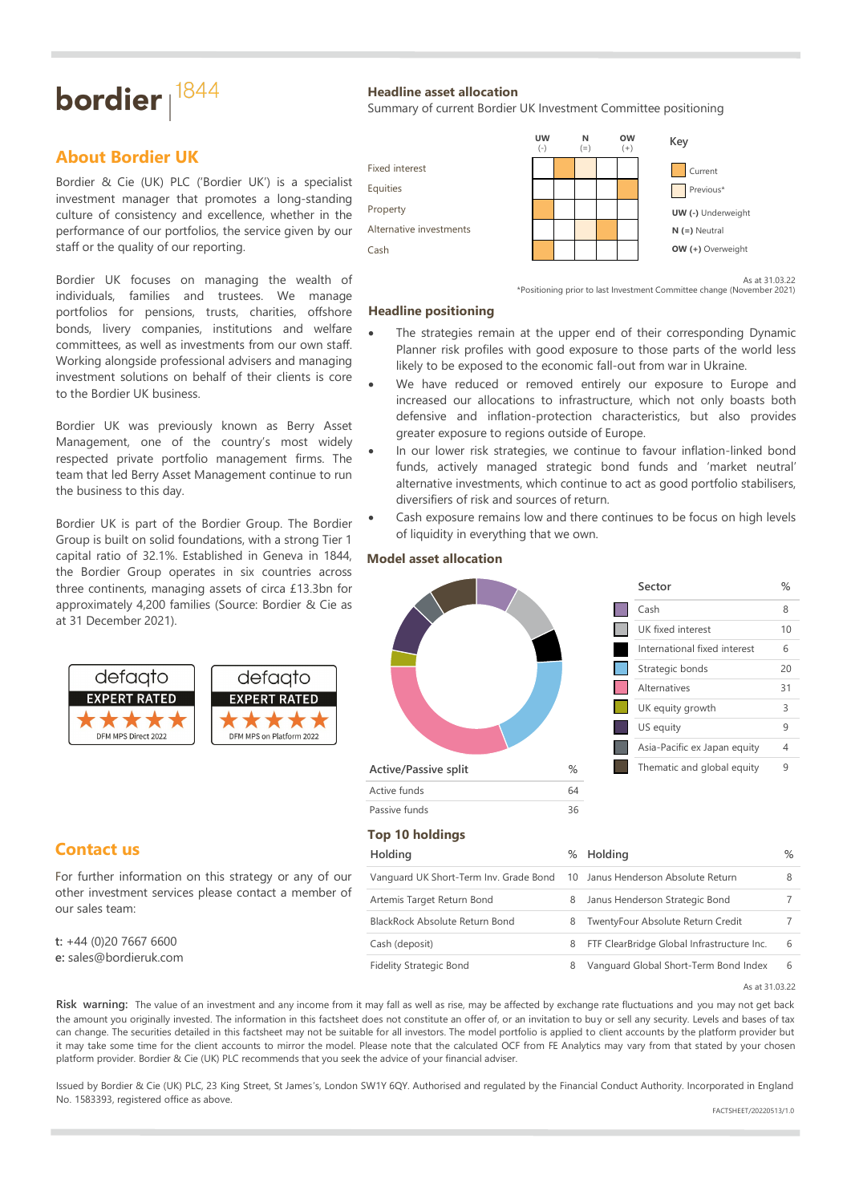# bordier 1844

## About Bordier UK

Bordier & Cie (UK) PLC ('Bordier UK') is a specialist investment manager that promotes a long-standing culture of consistency and excellence, whether in the performance of our portfolios, the service given by our staff or the quality of our reporting.

Bordier UK focuses on managing the wealth of individuals, families and trustees. We manage portfolios for pensions, trusts, charities, offshore bonds, livery companies, institutions and welfare committees, as well as investments from our own staff. Working alongside professional advisers and managing investment solutions on behalf of their clients is core to the Bordier UK business.

Bordier UK was previously known as Berry Asset Management, one of the country's most widely respected private portfolio management firms. The team that led Berry Asset Management continue to run the business to this day.

Bordier UK is part of the Bordier Group. The Bordier Group is built on solid foundations, with a strong Tier 1 capital ratio of 32.1%. Established in Geneva in 1844, the Bordier Group operates in six countries across three continents, managing assets of circa £13.3bn for approximately 4,200 families (Source: Bordier & Cie as at 31 December 2021).

defaqto EXPERT RATED ★★★★★ DFM MPS Direct 2022

defaqto EXPERT RATED ★★★★★ DFM MPS on Platform 2022

## Contact us

For further information on this strategy or any of our other investment services please contact a member of our sales team:

**t:** +44 (0)20 7667 6600
**e:** sales@bordieruk.com

## Headline asset allocation

Summary of current Bordier UK Investment Committee positioning

UW (-) N (=) OW (+)

Fixed interest
Equities
Property
Alternative investments
Cash

Key
Current
Previous*
**UW (-)** Underweight
**N (=)** Neutral
**OW (+)** Overweight

As at 31.03.22
*Positioning prior to last Investment Committee change (November 2021)

## Headline positioning

- The strategies remain at the upper end of their corresponding Dynamic Planner risk profiles with good exposure to those parts of the world less likely to be exposed to the economic fall-out from war in Ukraine.
- We have reduced or removed entirely our exposure to Europe and increased our allocations to infrastructure, which not only boasts both defensive and inflation-protection characteristics, but also provides greater exposure to regions outside of Europe.
- In our lower risk strategies, we continue to favour inflation-linked bond funds, actively managed strategic bond funds and 'market neutral' alternative investments, which continue to act as good portfolio stabilisers, diversifiers of risk and sources of return.
- Cash exposure remains low and there continues to be focus on high levels of liquidity in everything that we own.

## Model asset allocation

| Sector | % |
|---|---|
| Cash | 8 |
| UK fixed interest | 10 |
| International fixed interest | 6 |
| Strategic bonds | 20 |
| Alternatives | 31 |
| UK equity growth | 3 |
| US equity | 9 |
| Asia-Pacific ex Japan equity | 4 |
| Thematic and global equity | 9 |

| Active/Passive split | % |
|---|---|
| Active funds | 64 |
| Passive funds | 36 |

## Top 10 holdings

| Holding | % | Holding | % |
|---|---|---|---|
| Vanguard UK Short-Term Inv. Grade Bond | 10 | Janus Henderson Absolute Return | 8 |
| Artemis Target Return Bond | 8 | Janus Henderson Strategic Bond | 7 |
| BlackRock Absolute Return Bond | 8 | TwentyFour Absolute Return Credit | 7 |
| Cash (deposit) | 8 | FTF ClearBridge Global Infrastructure Inc. | 6 |
| Fidelity Strategic Bond | 8 | Vanguard Global Short-Term Bond Index | 6 |

As at 31.03.22

**Risk warning:** The value of an investment and any income from it may fall as well as rise, may be affected by exchange rate fluctuations and you may not get back the amount you originally invested. The information in this factsheet does not constitute an offer of, or an invitation to buy or sell any security. Levels and bases of tax can change. The securities detailed in this factsheet may not be suitable for all investors. The model portfolio is applied to client accounts by the platform provider but it may take some time for the client accounts to mirror the model. Please note that the calculated OCF from FE Analytics may vary from that stated by your chosen platform provider. Bordier & Cie (UK) PLC recommends that you seek the advice of your financial adviser.

Issued by Bordier & Cie (UK) PLC, 23 King Street, St James's, London SW1Y 6QY. Authorised and regulated by the Financial Conduct Authority. Incorporated in England No. 1583393, registered office as above.

FACTSHEET/20220513/1.0